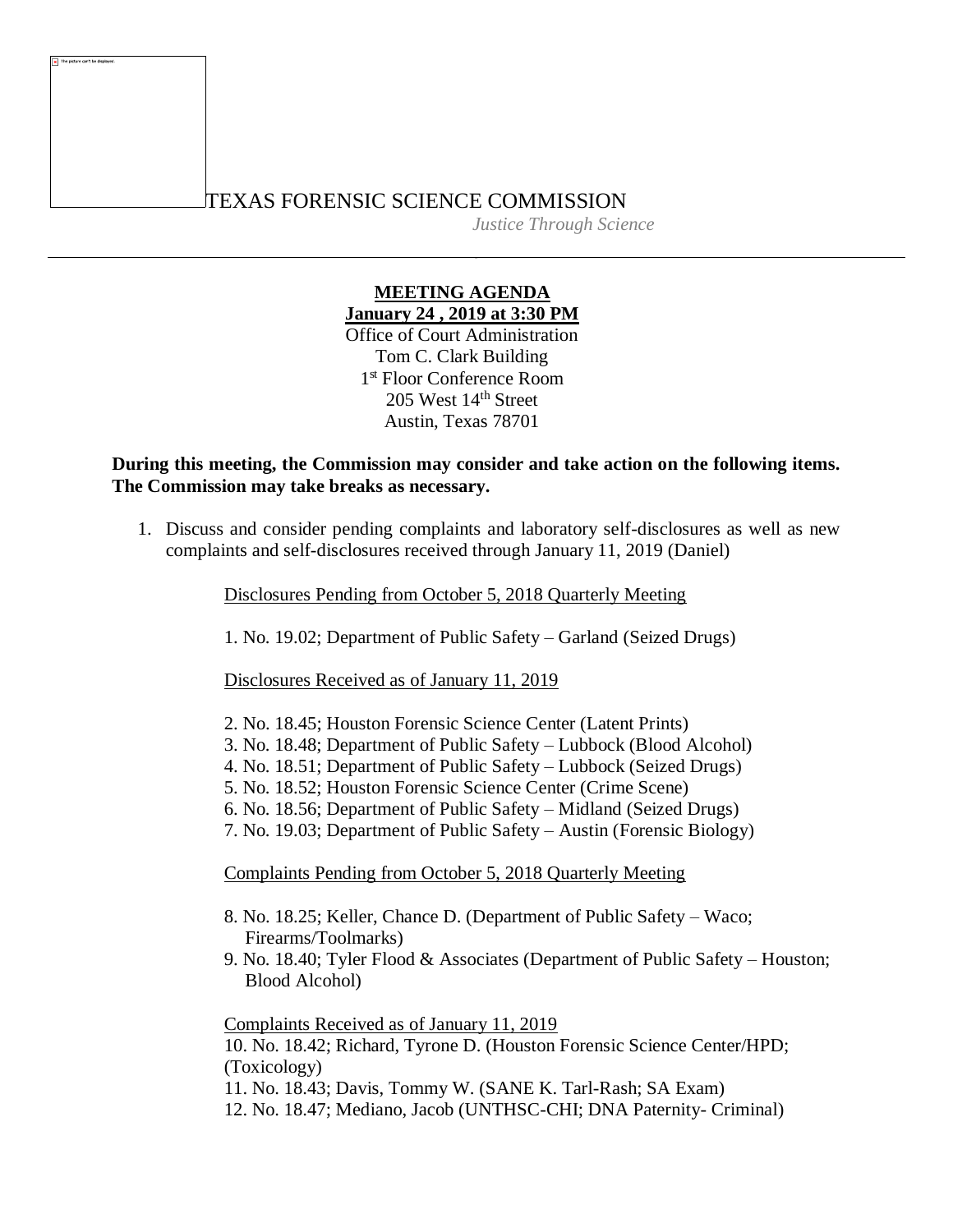# TEXAS FORENSIC SCIENCE COMMISSION

*Justice Through Science*

---

**MEETING AGENDA**
**January 24 , 2019 at 3:30 PM**
Office of Court Administration
Tom C. Clark Building
1st Floor Conference Room
205 West 14th Street
Austin, Texas 78701

**During this meeting, the Commission may consider and take action on the following items. The Commission may take breaks as necessary.**

1. Discuss and consider pending complaints and laboratory self-disclosures as well as new complaints and self-disclosures received through January 11, 2019 (Daniel)

   Disclosures Pending from October 5, 2018 Quarterly Meeting

   1. No. 19.02; Department of Public Safety – Garland (Seized Drugs)

   Disclosures Received as of January 11, 2019

   2. No. 18.45; Houston Forensic Science Center (Latent Prints)
   3. No. 18.48; Department of Public Safety – Lubbock (Blood Alcohol)
   4. No. 18.51; Department of Public Safety – Lubbock (Seized Drugs)
   5. No. 18.52; Houston Forensic Science Center (Crime Scene)
   6. No. 18.56; Department of Public Safety – Midland (Seized Drugs)
   7. No. 19.03; Department of Public Safety – Austin (Forensic Biology)

   Complaints Pending from October 5, 2018 Quarterly Meeting

   8. No. 18.25; Keller, Chance D. (Department of Public Safety – Waco; Firearms/Toolmarks)
   9. No. 18.40; Tyler Flood & Associates (Department of Public Safety – Houston; Blood Alcohol)

   Complaints Received as of January 11, 2019

   10. No. 18.42; Richard, Tyrone D. (Houston Forensic Science Center/HPD; (Toxicology)
   11. No. 18.43; Davis, Tommy W. (SANE K. Tarl-Rash; SA Exam)
   12. No. 18.47; Mediano, Jacob (UNTHSC-CHI; DNA Paternity- Criminal)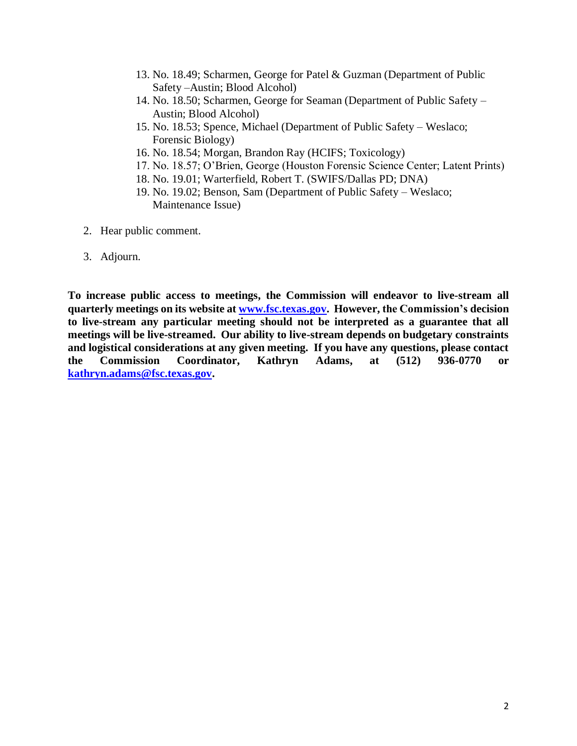13. No. 18.49; Scharmen, George for Patel & Guzman (Department of Public Safety –Austin; Blood Alcohol)
14. No. 18.50; Scharmen, George for Seaman (Department of Public Safety – Austin; Blood Alcohol)
15. No. 18.53; Spence, Michael (Department of Public Safety – Weslaco; Forensic Biology)
16. No. 18.54; Morgan, Brandon Ray (HCIFS; Toxicology)
17. No. 18.57; O'Brien, George (Houston Forensic Science Center; Latent Prints)
18. No. 19.01; Warterfield, Robert T. (SWIFS/Dallas PD; DNA)
19. No. 19.02; Benson, Sam (Department of Public Safety – Weslaco; Maintenance Issue)

2. Hear public comment.

3. Adjourn.

**To increase public access to meetings, the Commission will endeavor to live-stream all quarterly meetings on its website at [www.fsc.texas.gov](http://www.fsc.texas.gov). However, the Commission's decision to live-stream any particular meeting should not be interpreted as a guarantee that all meetings will be live-streamed. Our ability to live-stream depends on budgetary constraints and logistical considerations at any given meeting. If you have any questions, please contact the Commission Coordinator, Kathryn Adams, at (512) 936-0770 or [kathryn.adams@fsc.texas.gov](mailto:kathryn.adams@fsc.texas.gov).**